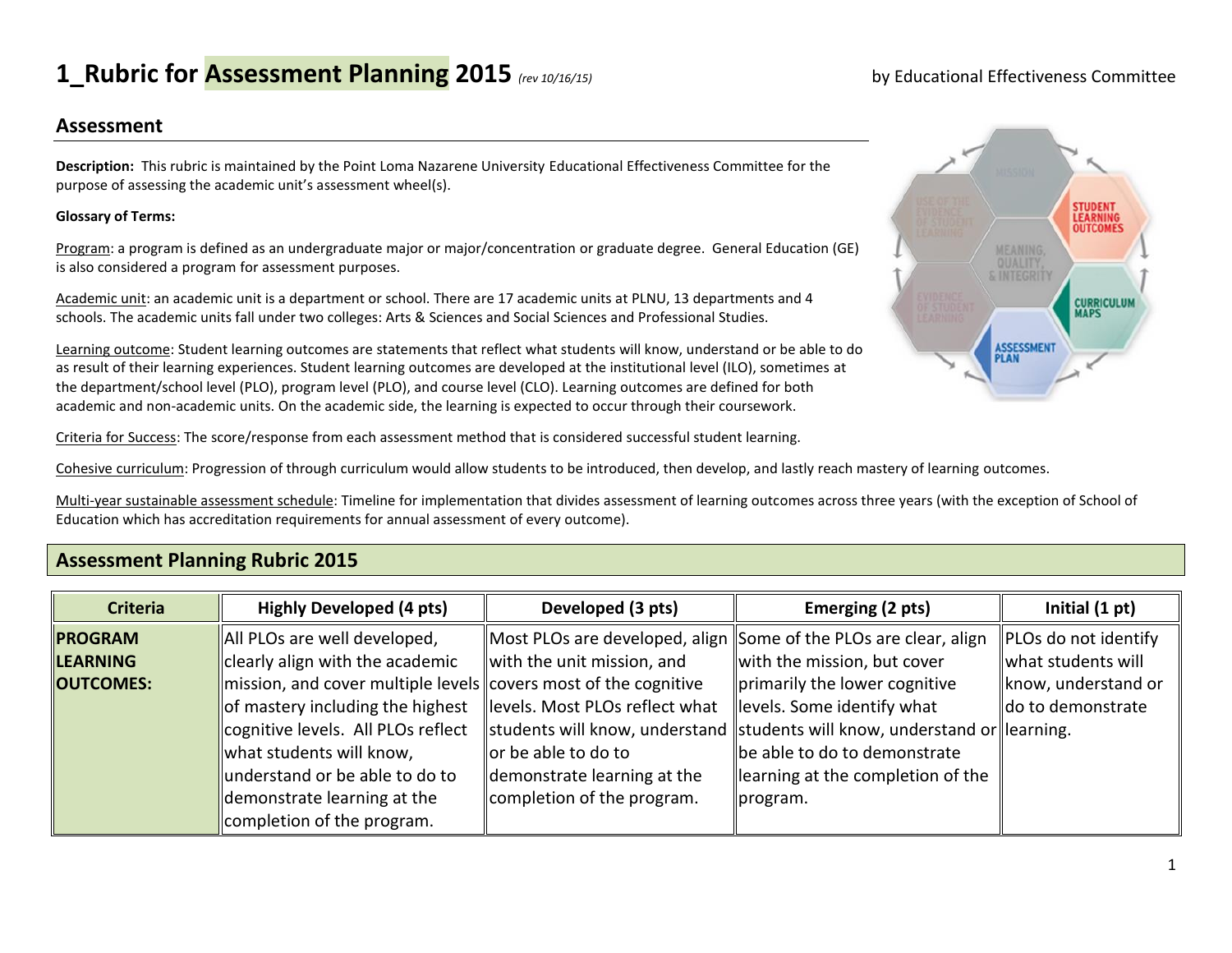# 1_Rubric for Assessment Planning 2015 *(rev 10/16/15)*

by Educational Effectiveness Committee

## Assessment

**Description:** This rubric is maintained by the Point Loma Nazarene University Educational Effectiveness Committee for the purpose of assessing the academic unit's assessment wheel(s).

**Glossary of Terms:**

Program: a program is defined as an undergraduate major or major/concentration or graduate degree. General Education (GE) is also considered a program for assessment purposes.

Academic unit: an academic unit is a department or school. There are 17 academic units at PLNU, 13 departments and 4 schools. The academic units fall under two colleges: Arts & Sciences and Social Sciences and Professional Studies.

Learning outcome: Student learning outcomes are statements that reflect what students will know, understand or be able to do as result of their learning experiences. Student learning outcomes are developed at the institutional level (ILO), sometimes at the department/school level (PLO), program level (PLO), and course level (CLO). Learning outcomes are defined for both academic and non-academic units. On the academic side, the learning is expected to occur through their coursework.

Criteria for Success: The score/response from each assessment method that is considered successful student learning.

Cohesive curriculum: Progression of through curriculum would allow students to be introduced, then develop, and lastly reach mastery of learning outcomes.

Multi-year sustainable assessment schedule: Timeline for implementation that divides assessment of learning outcomes across three years (with the exception of School of Education which has accreditation requirements for annual assessment of every outcome).

## Assessment Planning Rubric 2015

| Criteria | Highly Developed (4 pts) | Developed (3 pts) | Emerging (2 pts) | Initial (1 pt) |
|---|---|---|---|---|
| **PROGRAM LEARNING OUTCOMES:** | All PLOs are well developed, clearly align with the academic mission, and cover multiple levels of mastery including the highest cognitive levels. All PLOs reflect what students will know, understand or be able to do to demonstrate learning at the completion of the program. | Most PLOs are developed, align with the unit mission, and covers most of the cognitive levels. Most PLOs reflect what students will know, understand or be able to do to demonstrate learning at the completion of the program. | Some of the PLOs are clear, align with the mission, but cover primarily the lower cognitive levels. Some identify what students will know, understand or be able to do to demonstrate learning at the completion of the program. | PLOs do not identify what students will know, understand or do to demonstrate learning. |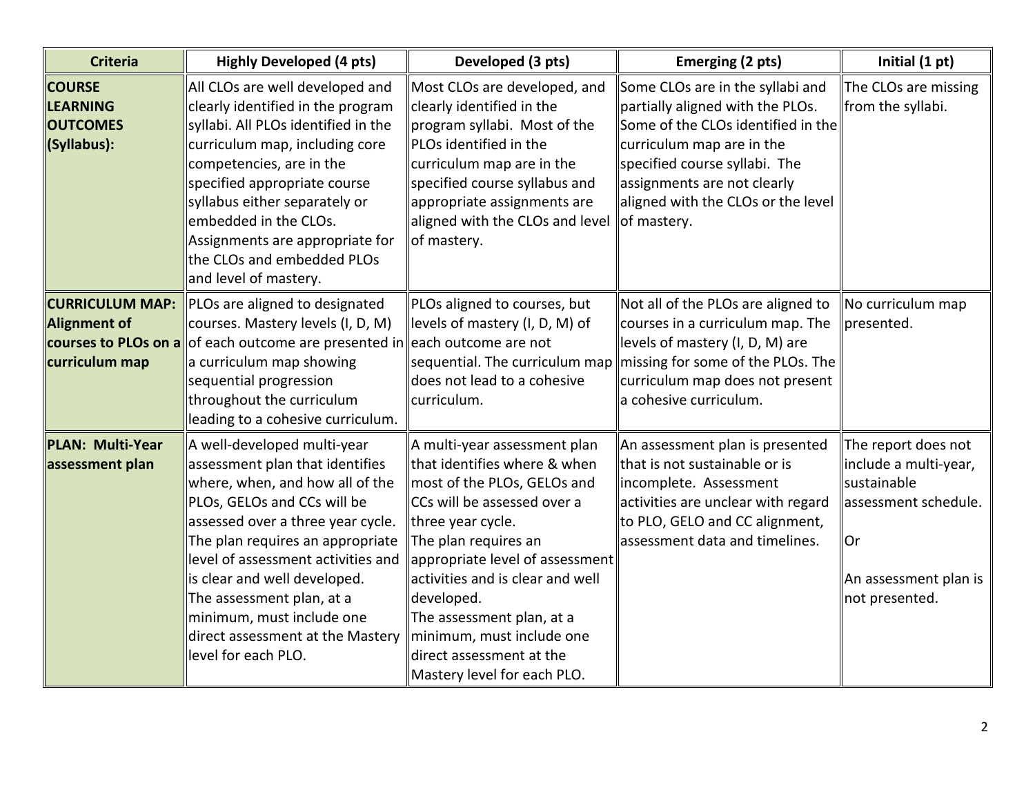| Criteria | Highly Developed (4 pts) | Developed (3 pts) | Emerging (2 pts) | Initial (1 pt) |
|---|---|---|---|---|
| **COURSE LEARNING OUTCOMES (Syllabus):** | All CLOs are well developed and clearly identified in the program syllabi. All PLOs identified in the curriculum map, including core competencies, are in the specified appropriate course syllabus either separately or embedded in the CLOs. Assignments are appropriate for the CLOs and embedded PLOs and level of mastery. | Most CLOs are developed, and clearly identified in the program syllabi. Most of the PLOs identified in the curriculum map are in the specified course syllabus and appropriate assignments are aligned with the CLOs and level of mastery. | Some CLOs are in the syllabi and partially aligned with the PLOs. Some of the CLOs identified in the curriculum map are in the specified course syllabi. The assignments are not clearly aligned with the CLOs or the level of mastery. | The CLOs are missing from the syllabi. |
| **CURRICULUM MAP: Alignment of courses to PLOs on a curriculum map** | PLOs are aligned to designated courses. Mastery levels (I, D, M) of each outcome are presented in a curriculum map showing sequential progression throughout the curriculum leading to a cohesive curriculum. | PLOs aligned to courses, but levels of mastery (I, D, M) of each outcome are not sequential. The curriculum map does not lead to a cohesive curriculum. | Not all of the PLOs are aligned to courses in a curriculum map. The levels of mastery (I, D, M) are missing for some of the PLOs. The curriculum map does not present a cohesive curriculum. | No curriculum map presented. |
| **PLAN: Multi-Year assessment plan** | A well-developed multi-year assessment plan that identifies where, when, and how all of the PLOs, GELOs and CCs will be assessed over a three year cycle. The plan requires an appropriate level of assessment activities and is clear and well developed. The assessment plan, at a minimum, must include one direct assessment at the Mastery level for each PLO. | A multi-year assessment plan that identifies where & when most of the PLOs, GELOs and CCs will be assessed over a three year cycle. The plan requires an appropriate level of assessment activities and is clear and well developed. The assessment plan, at a minimum, must include one direct assessment at the Mastery level for each PLO. | An assessment plan is presented that is not sustainable or is incomplete. Assessment activities are unclear with regard to PLO, GELO and CC alignment, assessment data and timelines. | The report does not include a multi-year, sustainable assessment schedule. Or An assessment plan is not presented. |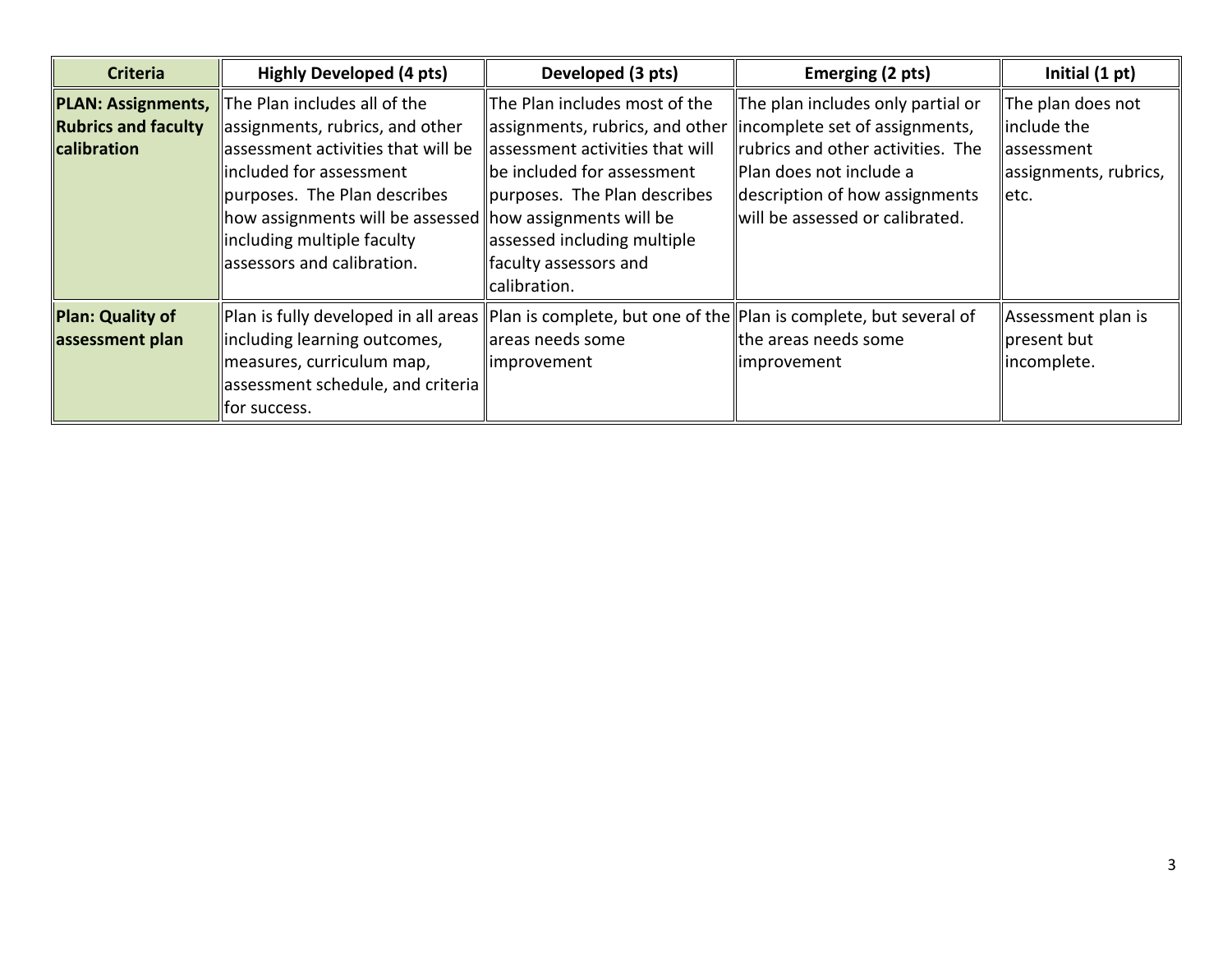| Criteria | Highly Developed (4 pts) | Developed (3 pts) | Emerging (2 pts) | Initial (1 pt) |
|---|---|---|---|---|
| **PLAN: Assignments, Rubrics and faculty calibration** | The Plan includes all of the assignments, rubrics, and other assessment activities that will be included for assessment purposes. The Plan describes how assignments will be assessed including multiple faculty assessors and calibration. | The Plan includes most of the assignments, rubrics, and other assessment activities that will be included for assessment purposes. The Plan describes how assignments will be assessed including multiple faculty assessors and calibration. | The plan includes only partial or incomplete set of assignments, rubrics and other activities. The Plan does not include a description of how assignments will be assessed or calibrated. | The plan does not include the assessment assignments, rubrics, etc. |
| **Plan: Quality of assessment plan** | Plan is fully developed in all areas including learning outcomes, measures, curriculum map, assessment schedule, and criteria for success. | Plan is complete, but one of the areas needs some improvement | Plan is complete, but several of the areas needs some improvement | Assessment plan is present but incomplete. |